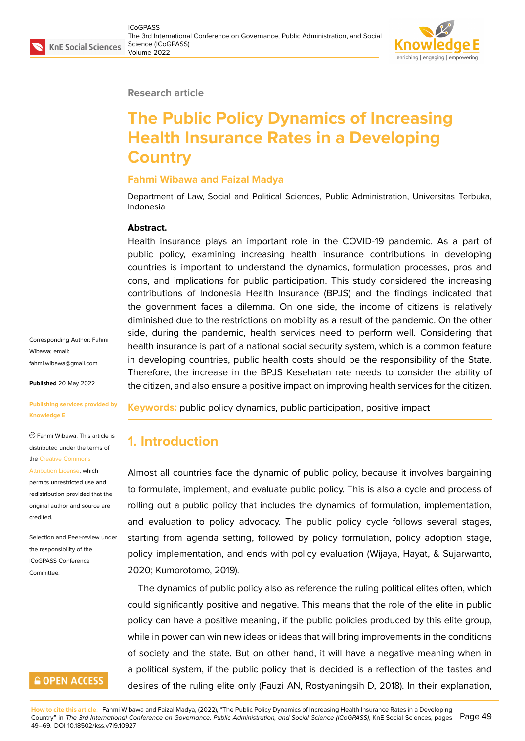Research article

# The Public Policy Dynamics of Increasing Health Insurance Rates in a Developing Country

**Fahmi Wibawa and Faizal Madya**

Department of Law, Social and Political Sciences, Public Administration, Universitas Terbuka, Indonesia

**Abstract.**
Health insurance plays an important role in the COVID-19 pandemic. As a part of public policy, examining increasing health insurance contributions in developing countries is important to understand the dynamics, formulation processes, pros and cons, and implications for public participation. This study considered the increasing contributions of Indonesia Health Insurance (BPJS) and the findings indicated that the government faces a dilemma. On one side, the income of citizens is relatively diminished due to the restrictions on mobility as a result of the pandemic. On the other side, during the pandemic, health services need to perform well. Considering that health insurance is part of a national social security system, which is a common feature in developing countries, public health costs should be the responsibility of the State. Therefore, the increase in the BPJS Kesehatan rate needs to consider the ability of the citizen, and also ensure a positive impact on improving health services for the citizen.

**Keywords:** public policy dynamics, public participation, positive impact

Corresponding Author: Fahmi Wibawa; email: fahmi.wibawa@gmail.com

**Published** 20 May 2022

**Publishing services provided by Knowledge E**

© Fahmi Wibawa. This article is distributed under the terms of the Creative Commons Attribution License, which permits unrestricted use and redistribution provided that the original author and source are credited.

Selection and Peer-review under the responsibility of the ICoGPASS Conference Committee.

## 1. Introduction

Almost all countries face the dynamic of public policy, because it involves bargaining to formulate, implement, and evaluate public policy. This is also a cycle and process of rolling out a public policy that includes the dynamics of formulation, implementation, and evaluation to policy advocacy. The public policy cycle follows several stages, starting from agenda setting, followed by policy formulation, policy adoption stage, policy implementation, and ends with policy evaluation (Wijaya, Hayat, & Sujarwanto, 2020; Kumorotomo, 2019).

The dynamics of public policy also as reference the ruling political elites often, which could significantly positive and negative. This means that the role of the elite in public policy can have a positive meaning, if the public policies produced by this elite group, while in power can win new ideas or ideas that will bring improvements in the conditions of society and the state. But on other hand, it will have a negative meaning when in a political system, if the public policy that is decided is a reflection of the tastes and desires of the ruling elite only (Fauzi AN, Rostyaningsih D, 2018). In their explanation,

**How to cite this article:** Fahmi Wibawa and Faizal Madya, (2022), "The Public Policy Dynamics of Increasing Health Insurance Rates in a Developing Country" in *The 3rd International Conference on Governance, Public Administration, and Social Science (ICoGPASS)*, KnE Social Sciences, pages 49–69. DOI 10.18502/kss.v7i9.10927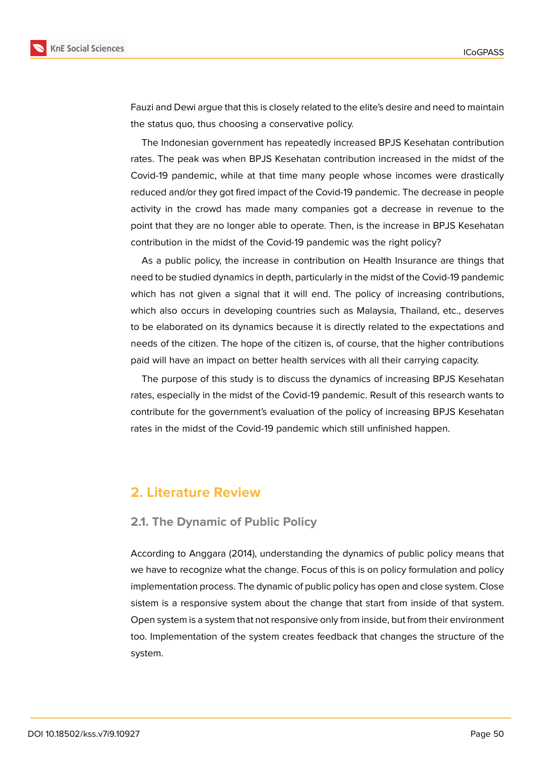Fauzi and Dewi argue that this is closely related to the elite's desire and need to maintain the status quo, thus choosing a conservative policy.

The Indonesian government has repeatedly increased BPJS Kesehatan contribution rates. The peak was when BPJS Kesehatan contribution increased in the midst of the Covid-19 pandemic, while at that time many people whose incomes were drastically reduced and/or they got fired impact of the Covid-19 pandemic. The decrease in people activity in the crowd has made many companies got a decrease in revenue to the point that they are no longer able to operate. Then, is the increase in BPJS Kesehatan contribution in the midst of the Covid-19 pandemic was the right policy?

As a public policy, the increase in contribution on Health Insurance are things that need to be studied dynamics in depth, particularly in the midst of the Covid-19 pandemic which has not given a signal that it will end. The policy of increasing contributions, which also occurs in developing countries such as Malaysia, Thailand, etc., deserves to be elaborated on its dynamics because it is directly related to the expectations and needs of the citizen. The hope of the citizen is, of course, that the higher contributions paid will have an impact on better health services with all their carrying capacity.

The purpose of this study is to discuss the dynamics of increasing BPJS Kesehatan rates, especially in the midst of the Covid-19 pandemic. Result of this research wants to contribute for the government's evaluation of the policy of increasing BPJS Kesehatan rates in the midst of the Covid-19 pandemic which still unfinished happen.

## 2. Literature Review

### 2.1. The Dynamic of Public Policy

According to Anggara (2014), understanding the dynamics of public policy means that we have to recognize what the change. Focus of this is on policy formulation and policy implementation process. The dynamic of public policy has open and close system. Close sistem is a responsive system about the change that start from inside of that system. Open system is a system that not responsive only from inside, but from their environment too. Implementation of the system creates feedback that changes the structure of the system.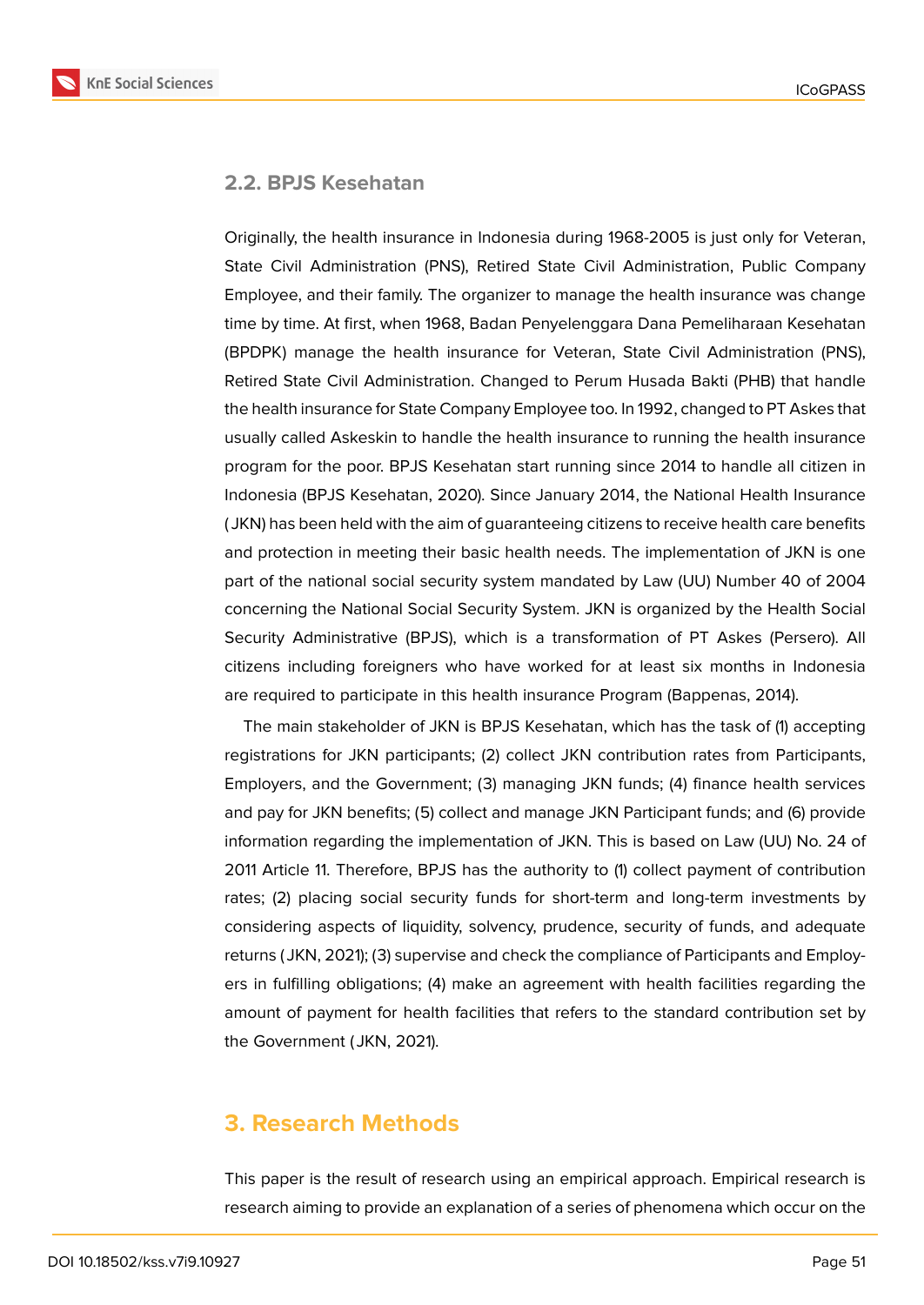## 2.2. BPJS Kesehatan

Originally, the health insurance in Indonesia during 1968-2005 is just only for Veteran, State Civil Administration (PNS), Retired State Civil Administration, Public Company Employee, and their family. The organizer to manage the health insurance was change time by time. At first, when 1968, Badan Penyelenggara Dana Pemeliharaan Kesehatan (BPDPK) manage the health insurance for Veteran, State Civil Administration (PNS), Retired State Civil Administration. Changed to Perum Husada Bakti (PHB) that handle the health insurance for State Company Employee too. In 1992, changed to PT Askes that usually called Askeskin to handle the health insurance to running the health insurance program for the poor. BPJS Kesehatan start running since 2014 to handle all citizen in Indonesia (BPJS Kesehatan, 2020). Since January 2014, the National Health Insurance (JKN) has been held with the aim of guaranteeing citizens to receive health care benefits and protection in meeting their basic health needs. The implementation of JKN is one part of the national social security system mandated by Law (UU) Number 40 of 2004 concerning the National Social Security System. JKN is organized by the Health Social Security Administrative (BPJS), which is a transformation of PT Askes (Persero). All citizens including foreigners who have worked for at least six months in Indonesia are required to participate in this health insurance Program (Bappenas, 2014).

The main stakeholder of JKN is BPJS Kesehatan, which has the task of (1) accepting registrations for JKN participants; (2) collect JKN contribution rates from Participants, Employers, and the Government; (3) managing JKN funds; (4) finance health services and pay for JKN benefits; (5) collect and manage JKN Participant funds; and (6) provide information regarding the implementation of JKN. This is based on Law (UU) No. 24 of 2011 Article 11. Therefore, BPJS has the authority to (1) collect payment of contribution rates; (2) placing social security funds for short-term and long-term investments by considering aspects of liquidity, solvency, prudence, security of funds, and adequate returns (JKN, 2021); (3) supervise and check the compliance of Participants and Employers in fulfilling obligations; (4) make an agreement with health facilities regarding the amount of payment for health facilities that refers to the standard contribution set by the Government (JKN, 2021).

# 3. Research Methods

This paper is the result of research using an empirical approach. Empirical research is research aiming to provide an explanation of a series of phenomena which occur on the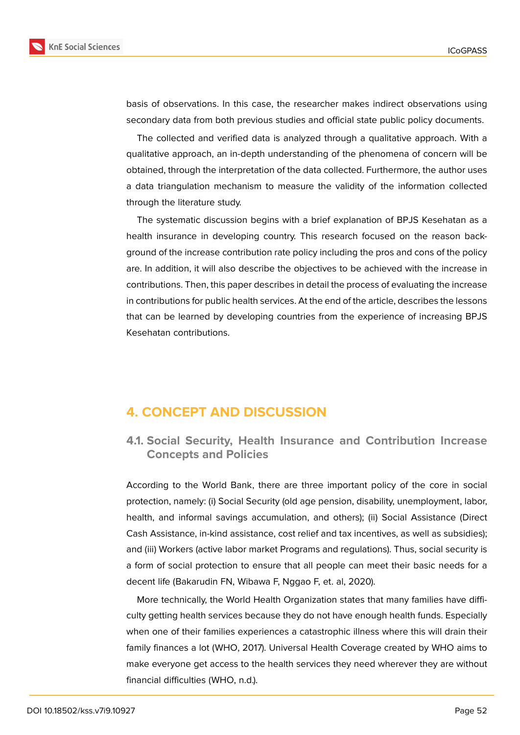basis of observations. In this case, the researcher makes indirect observations using secondary data from both previous studies and official state public policy documents.

The collected and verified data is analyzed through a qualitative approach. With a qualitative approach, an in-depth understanding of the phenomena of concern will be obtained, through the interpretation of the data collected. Furthermore, the author uses a data triangulation mechanism to measure the validity of the information collected through the literature study.

The systematic discussion begins with a brief explanation of BPJS Kesehatan as a health insurance in developing country. This research focused on the reason background of the increase contribution rate policy including the pros and cons of the policy are. In addition, it will also describe the objectives to be achieved with the increase in contributions. Then, this paper describes in detail the process of evaluating the increase in contributions for public health services. At the end of the article, describes the lessons that can be learned by developing countries from the experience of increasing BPJS Kesehatan contributions.

## 4. CONCEPT AND DISCUSSION

### 4.1. Social Security, Health Insurance and Contribution Increase Concepts and Policies

According to the World Bank, there are three important policy of the core in social protection, namely: (i) Social Security (old age pension, disability, unemployment, labor, health, and informal savings accumulation, and others); (ii) Social Assistance (Direct Cash Assistance, in-kind assistance, cost relief and tax incentives, as well as subsidies); and (iii) Workers (active labor market Programs and regulations). Thus, social security is a form of social protection to ensure that all people can meet their basic needs for a decent life (Bakarudin FN, Wibawa F, Nggao F, et. al, 2020).

More technically, the World Health Organization states that many families have difficulty getting health services because they do not have enough health funds. Especially when one of their families experiences a catastrophic illness where this will drain their family finances a lot (WHO, 2017). Universal Health Coverage created by WHO aims to make everyone get access to the health services they need wherever they are without financial difficulties (WHO, n.d.).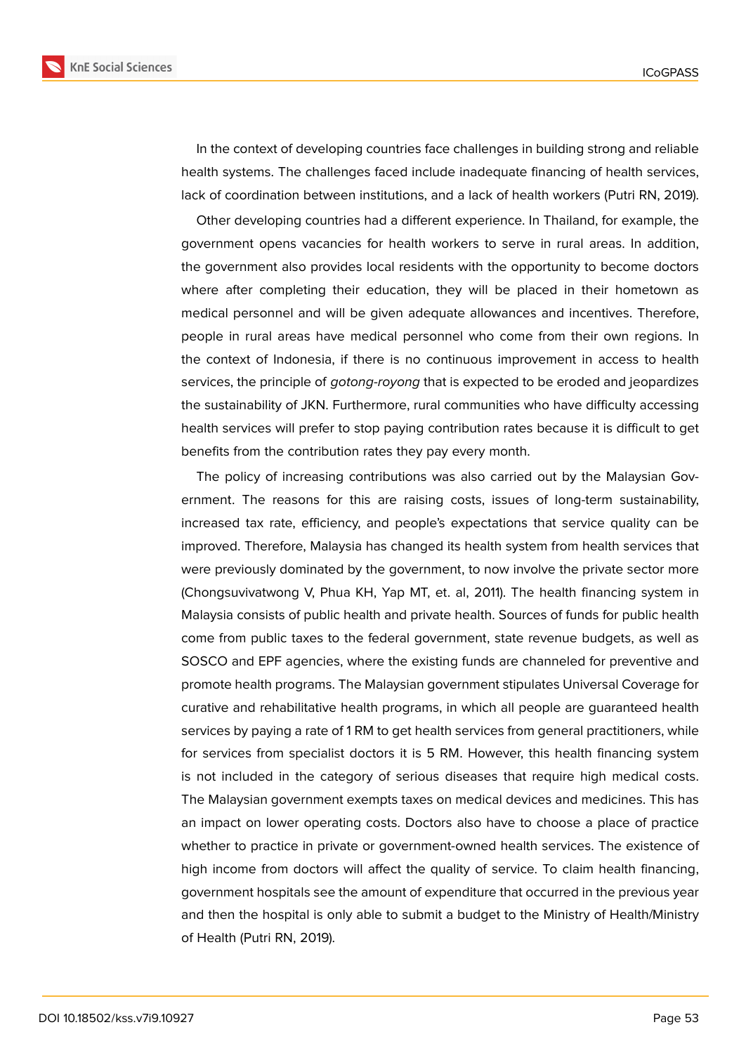In the context of developing countries face challenges in building strong and reliable health systems. The challenges faced include inadequate financing of health services, lack of coordination between institutions, and a lack of health workers (Putri RN, 2019).

Other developing countries had a different experience. In Thailand, for example, the government opens vacancies for health workers to serve in rural areas. In addition, the government also provides local residents with the opportunity to become doctors where after completing their education, they will be placed in their hometown as medical personnel and will be given adequate allowances and incentives. Therefore, people in rural areas have medical personnel who come from their own regions. In the context of Indonesia, if there is no continuous improvement in access to health services, the principle of *gotong-royong* that is expected to be eroded and jeopardizes the sustainability of JKN. Furthermore, rural communities who have difficulty accessing health services will prefer to stop paying contribution rates because it is difficult to get benefits from the contribution rates they pay every month.

The policy of increasing contributions was also carried out by the Malaysian Government. The reasons for this are raising costs, issues of long-term sustainability, increased tax rate, efficiency, and people's expectations that service quality can be improved. Therefore, Malaysia has changed its health system from health services that were previously dominated by the government, to now involve the private sector more (Chongsuvivatwong V, Phua KH, Yap MT, et. al, 2011). The health financing system in Malaysia consists of public health and private health. Sources of funds for public health come from public taxes to the federal government, state revenue budgets, as well as SOSCO and EPF agencies, where the existing funds are channeled for preventive and promote health programs. The Malaysian government stipulates Universal Coverage for curative and rehabilitative health programs, in which all people are guaranteed health services by paying a rate of 1 RM to get health services from general practitioners, while for services from specialist doctors it is 5 RM. However, this health financing system is not included in the category of serious diseases that require high medical costs. The Malaysian government exempts taxes on medical devices and medicines. This has an impact on lower operating costs. Doctors also have to choose a place of practice whether to practice in private or government-owned health services. The existence of high income from doctors will affect the quality of service. To claim health financing, government hospitals see the amount of expenditure that occurred in the previous year and then the hospital is only able to submit a budget to the Ministry of Health/Ministry of Health (Putri RN, 2019).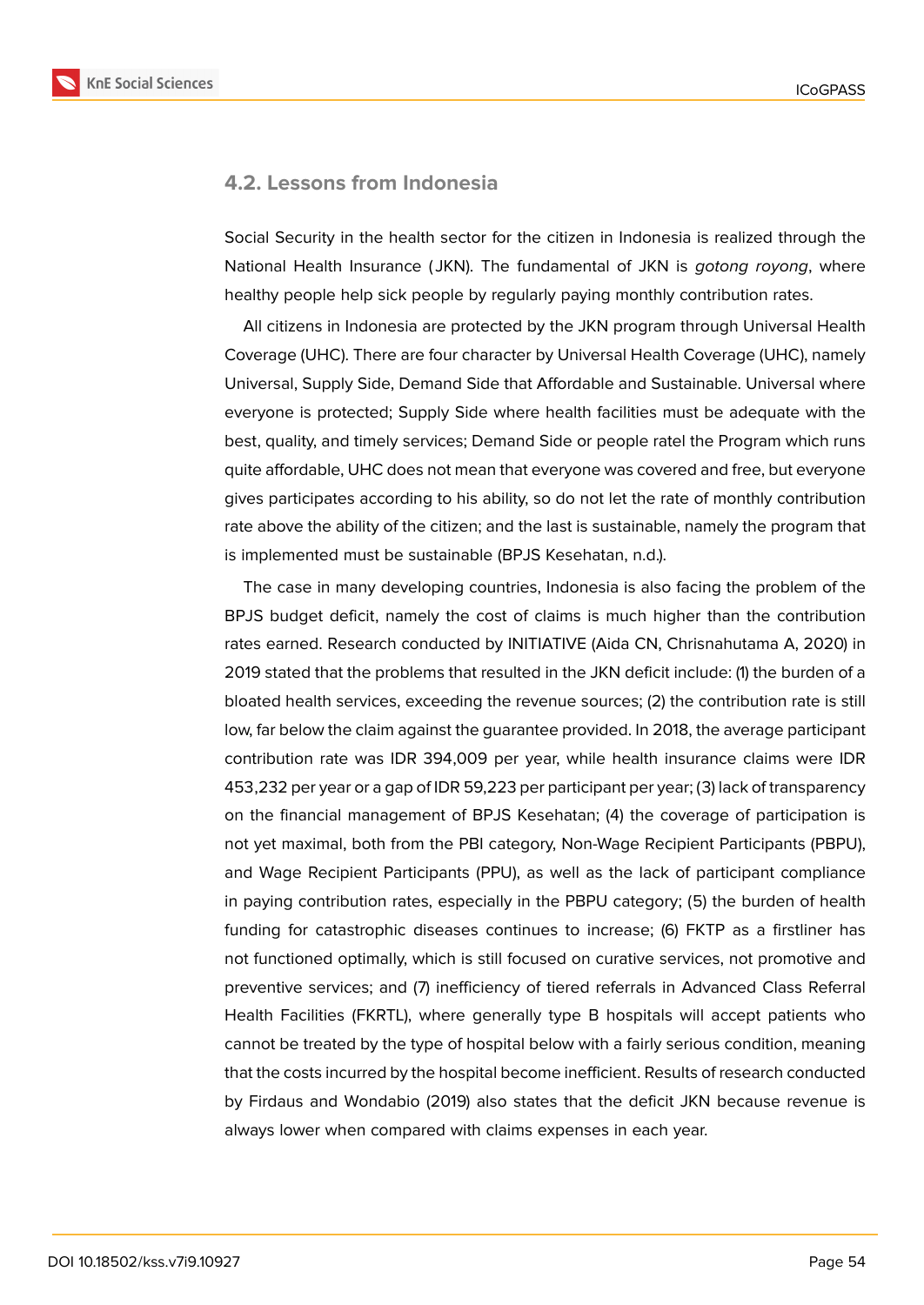## 4.2. Lessons from Indonesia

Social Security in the health sector for the citizen in Indonesia is realized through the National Health Insurance (JKN). The fundamental of JKN is *gotong royong*, where healthy people help sick people by regularly paying monthly contribution rates.

All citizens in Indonesia are protected by the JKN program through Universal Health Coverage (UHC). There are four character by Universal Health Coverage (UHC), namely Universal, Supply Side, Demand Side that Affordable and Sustainable. Universal where everyone is protected; Supply Side where health facilities must be adequate with the best, quality, and timely services; Demand Side or people ratel the Program which runs quite affordable, UHC does not mean that everyone was covered and free, but everyone gives participates according to his ability, so do not let the rate of monthly contribution rate above the ability of the citizen; and the last is sustainable, namely the program that is implemented must be sustainable (BPJS Kesehatan, n.d.).

The case in many developing countries, Indonesia is also facing the problem of the BPJS budget deficit, namely the cost of claims is much higher than the contribution rates earned. Research conducted by INITIATIVE (Aida CN, Chrisnahutama A, 2020) in 2019 stated that the problems that resulted in the JKN deficit include: (1) the burden of a bloated health services, exceeding the revenue sources; (2) the contribution rate is still low, far below the claim against the guarantee provided. In 2018, the average participant contribution rate was IDR 394,009 per year, while health insurance claims were IDR 453,232 per year or a gap of IDR 59,223 per participant per year; (3) lack of transparency on the financial management of BPJS Kesehatan; (4) the coverage of participation is not yet maximal, both from the PBI category, Non-Wage Recipient Participants (PBPU), and Wage Recipient Participants (PPU), as well as the lack of participant compliance in paying contribution rates, especially in the PBPU category; (5) the burden of health funding for catastrophic diseases continues to increase; (6) FKTP as a firstliner has not functioned optimally, which is still focused on curative services, not promotive and preventive services; and (7) inefficiency of tiered referrals in Advanced Class Referral Health Facilities (FKRTL), where generally type B hospitals will accept patients who cannot be treated by the type of hospital below with a fairly serious condition, meaning that the costs incurred by the hospital become inefficient. Results of research conducted by Firdaus and Wondabio (2019) also states that the deficit JKN because revenue is always lower when compared with claims expenses in each year.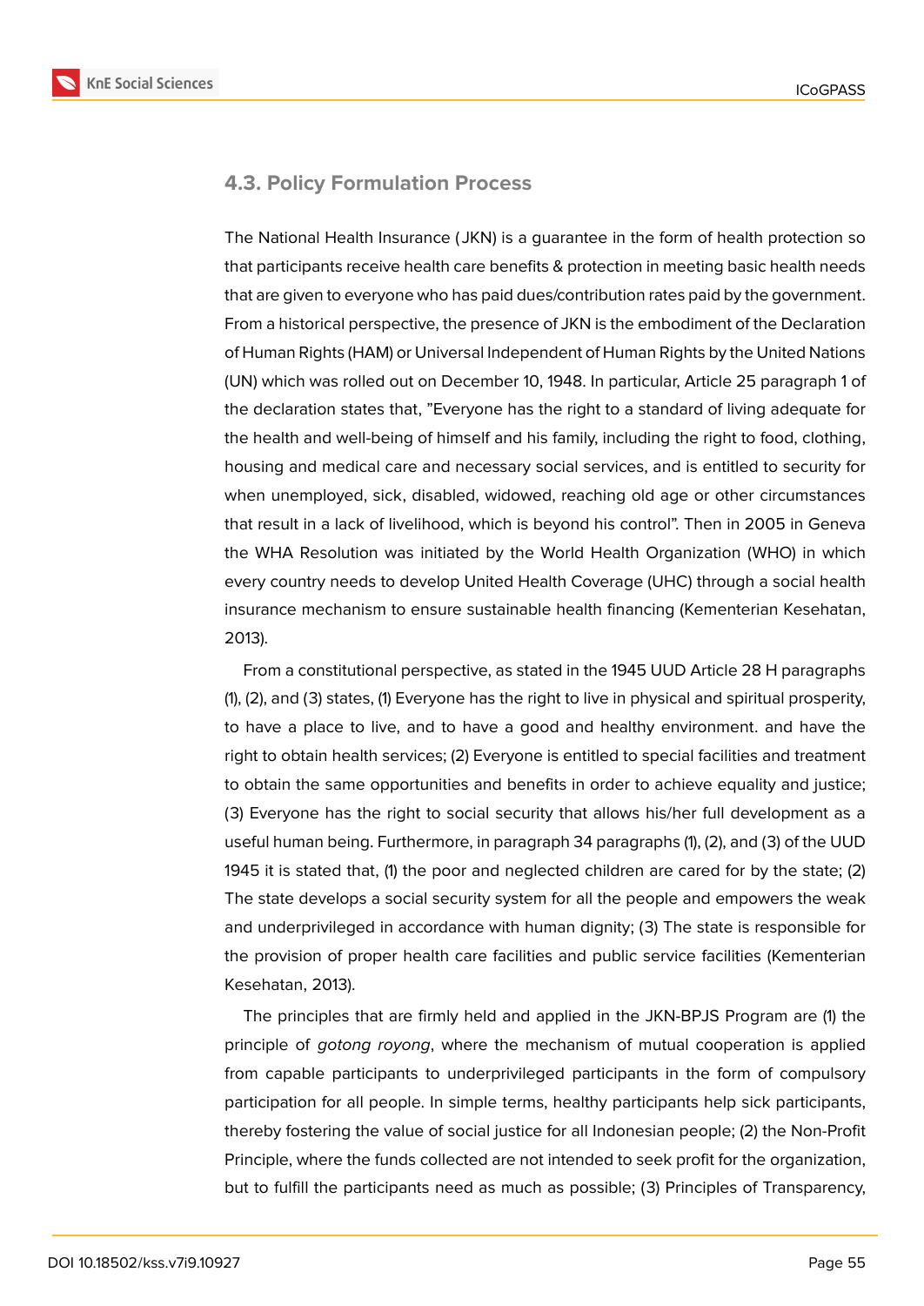### 4.3. Policy Formulation Process

The National Health Insurance (JKN) is a guarantee in the form of health protection so that participants receive health care benefits & protection in meeting basic health needs that are given to everyone who has paid dues/contribution rates paid by the government. From a historical perspective, the presence of JKN is the embodiment of the Declaration of Human Rights (HAM) or Universal Independent of Human Rights by the United Nations (UN) which was rolled out on December 10, 1948. In particular, Article 25 paragraph 1 of the declaration states that, "Everyone has the right to a standard of living adequate for the health and well-being of himself and his family, including the right to food, clothing, housing and medical care and necessary social services, and is entitled to security for when unemployed, sick, disabled, widowed, reaching old age or other circumstances that result in a lack of livelihood, which is beyond his control". Then in 2005 in Geneva the WHA Resolution was initiated by the World Health Organization (WHO) in which every country needs to develop United Health Coverage (UHC) through a social health insurance mechanism to ensure sustainable health financing (Kementerian Kesehatan, 2013).

From a constitutional perspective, as stated in the 1945 UUD Article 28 H paragraphs (1), (2), and (3) states, (1) Everyone has the right to live in physical and spiritual prosperity, to have a place to live, and to have a good and healthy environment. and have the right to obtain health services; (2) Everyone is entitled to special facilities and treatment to obtain the same opportunities and benefits in order to achieve equality and justice; (3) Everyone has the right to social security that allows his/her full development as a useful human being. Furthermore, in paragraph 34 paragraphs (1), (2), and (3) of the UUD 1945 it is stated that, (1) the poor and neglected children are cared for by the state; (2) The state develops a social security system for all the people and empowers the weak and underprivileged in accordance with human dignity; (3) The state is responsible for the provision of proper health care facilities and public service facilities (Kementerian Kesehatan, 2013).

The principles that are firmly held and applied in the JKN-BPJS Program are (1) the principle of *gotong royong*, where the mechanism of mutual cooperation is applied from capable participants to underprivileged participants in the form of compulsory participation for all people. In simple terms, healthy participants help sick participants, thereby fostering the value of social justice for all Indonesian people; (2) the Non-Profit Principle, where the funds collected are not intended to seek profit for the organization, but to fulfill the participants need as much as possible; (3) Principles of Transparency,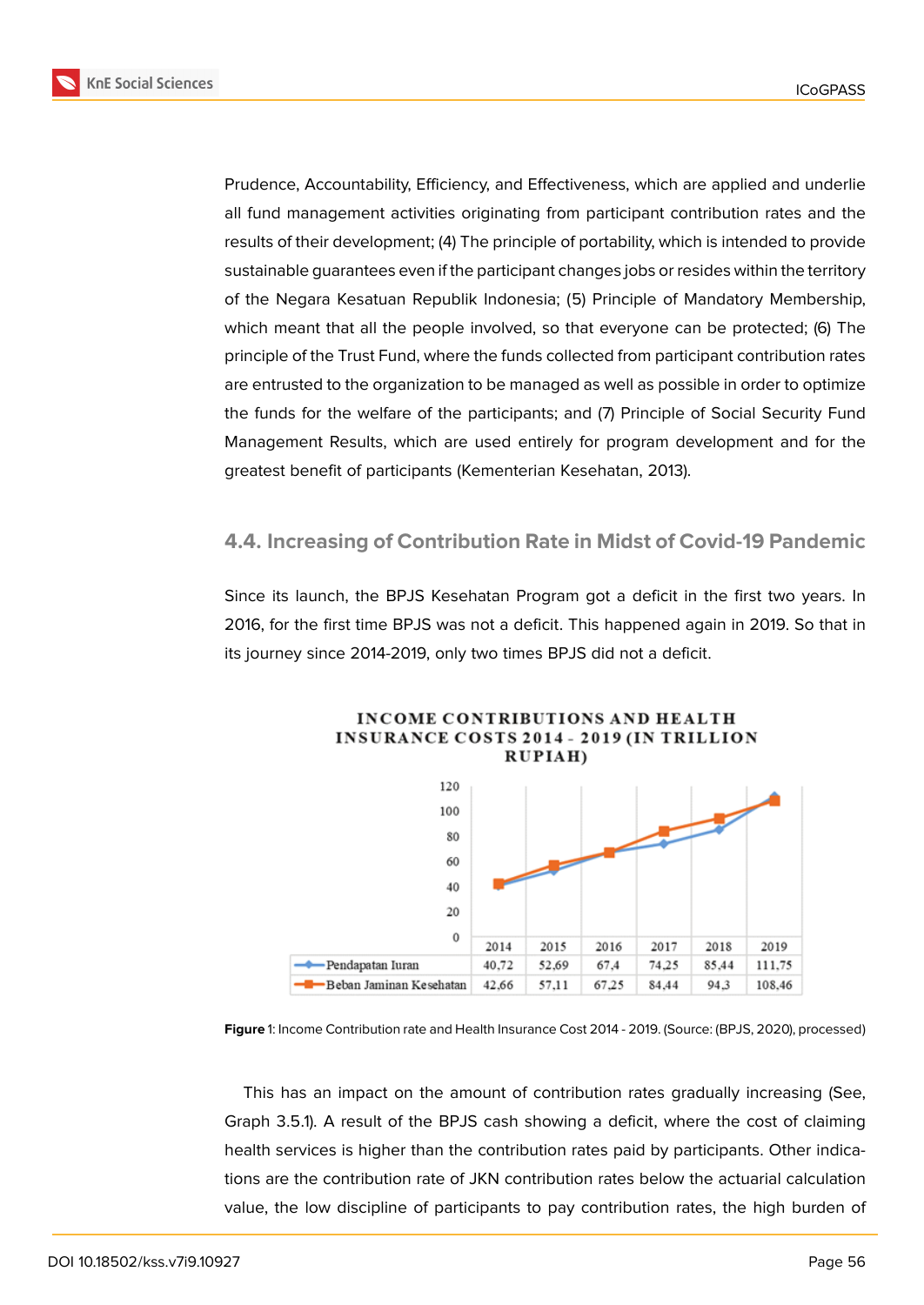Prudence, Accountability, Efficiency, and Effectiveness, which are applied and underlie all fund management activities originating from participant contribution rates and the results of their development; (4) The principle of portability, which is intended to provide sustainable guarantees even if the participant changes jobs or resides within the territory of the Negara Kesatuan Republik Indonesia; (5) Principle of Mandatory Membership, which meant that all the people involved, so that everyone can be protected; (6) The principle of the Trust Fund, where the funds collected from participant contribution rates are entrusted to the organization to be managed as well as possible in order to optimize the funds for the welfare of the participants; and (7) Principle of Social Security Fund Management Results, which are used entirely for program development and for the greatest benefit of participants (Kementerian Kesehatan, 2013).

## 4.4. Increasing of Contribution Rate in Midst of Covid-19 Pandemic

Since its launch, the BPJS Kesehatan Program got a deficit in the first two years. In 2016, for the first time BPJS was not a deficit. This happened again in 2019. So that in its journey since 2014-2019, only two times BPJS did not a deficit.

**INCOME CONTRIBUTIONS AND HEALTH INSURANCE COSTS 2014 - 2019 (IN TRILLION RUPIAH)**

| | 2014 | 2015 | 2016 | 2017 | 2018 | 2019 |
|---|---|---|---|---|---|---|
| Pendapatan Iuran | 40,72 | 52,69 | 67,4 | 74,25 | 85,44 | 111,75 |
| Beban Jaminan Kesehatan | 42,66 | 57,11 | 67,25 | 84,44 | 94,3 | 108,46 |

**Figure** 1: Income Contribution rate and Health Insurance Cost 2014 - 2019. (Source: (BPJS, 2020), processed)

This has an impact on the amount of contribution rates gradually increasing (See, Graph 3.5.1). A result of the BPJS cash showing a deficit, where the cost of claiming health services is higher than the contribution rates paid by participants. Other indications are the contribution rate of JKN contribution rates below the actuarial calculation value, the low discipline of participants to pay contribution rates, the high burden of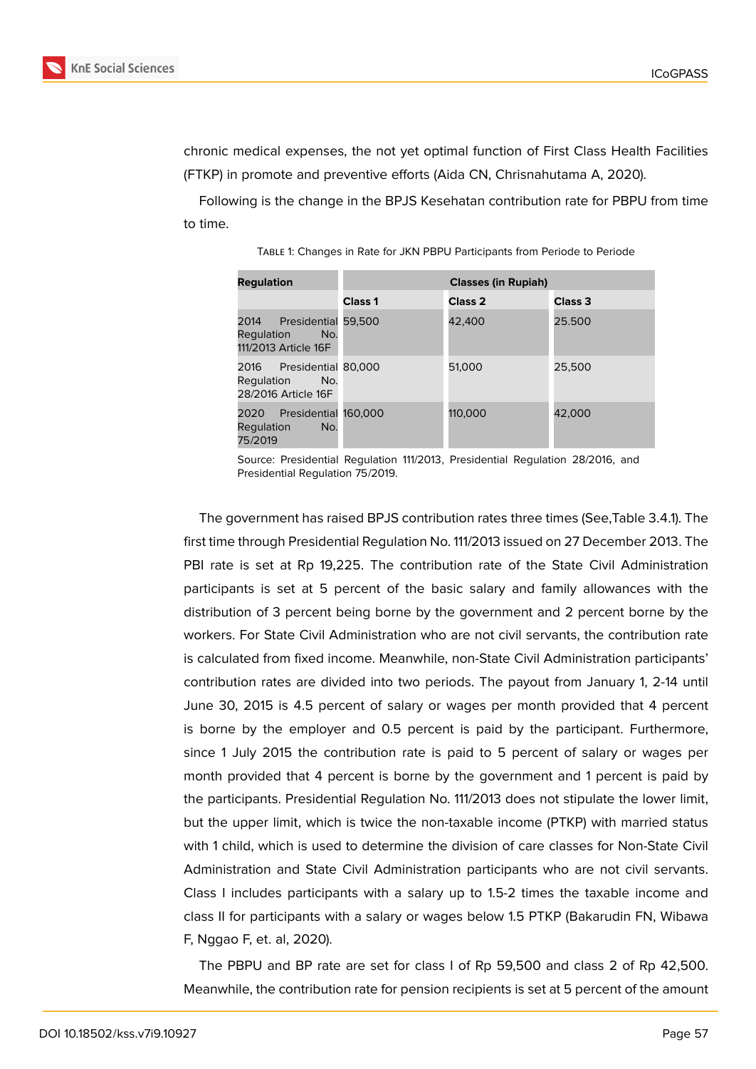chronic medical expenses, the not yet optimal function of First Class Health Facilities (FTKP) in promote and preventive efforts (Aida CN, Chrisnahutama A, 2020).

Following is the change in the BPJS Kesehatan contribution rate for PBPU from time to time.

Table 1: Changes in Rate for JKN PBPU Participants from Periode to Periode

| Regulation | Classes (in Rupiah) | | |
|---|---|---|---|
| | Class 1 | Class 2 | Class 3 |
| 2014 Presidential Regulation No. 111/2013 Article 16F | 59,500 | 42,400 | 25.500 |
| 2016 Presidential Regulation No. 28/2016 Article 16F | 80,000 | 51,000 | 25,500 |
| 2020 Presidential Regulation No. 75/2019 | 160,000 | 110,000 | 42,000 |

Source: Presidential Regulation 111/2013, Presidential Regulation 28/2016, and Presidential Regulation 75/2019.

The government has raised BPJS contribution rates three times (See,Table 3.4.1). The first time through Presidential Regulation No. 111/2013 issued on 27 December 2013. The PBI rate is set at Rp 19,225. The contribution rate of the State Civil Administration participants is set at 5 percent of the basic salary and family allowances with the distribution of 3 percent being borne by the government and 2 percent borne by the workers. For State Civil Administration who are not civil servants, the contribution rate is calculated from fixed income. Meanwhile, non-State Civil Administration participants' contribution rates are divided into two periods. The payout from January 1, 2-14 until June 30, 2015 is 4.5 percent of salary or wages per month provided that 4 percent is borne by the employer and 0.5 percent is paid by the participant. Furthermore, since 1 July 2015 the contribution rate is paid to 5 percent of salary or wages per month provided that 4 percent is borne by the government and 1 percent is paid by the participants. Presidential Regulation No. 111/2013 does not stipulate the lower limit, but the upper limit, which is twice the non-taxable income (PTKP) with married status with 1 child, which is used to determine the division of care classes for Non-State Civil Administration and State Civil Administration participants who are not civil servants. Class I includes participants with a salary up to 1.5-2 times the taxable income and class II for participants with a salary or wages below 1.5 PTKP (Bakarudin FN, Wibawa F, Nggao F, et. al, 2020).

The PBPU and BP rate are set for class I of Rp 59,500 and class 2 of Rp 42,500. Meanwhile, the contribution rate for pension recipients is set at 5 percent of the amount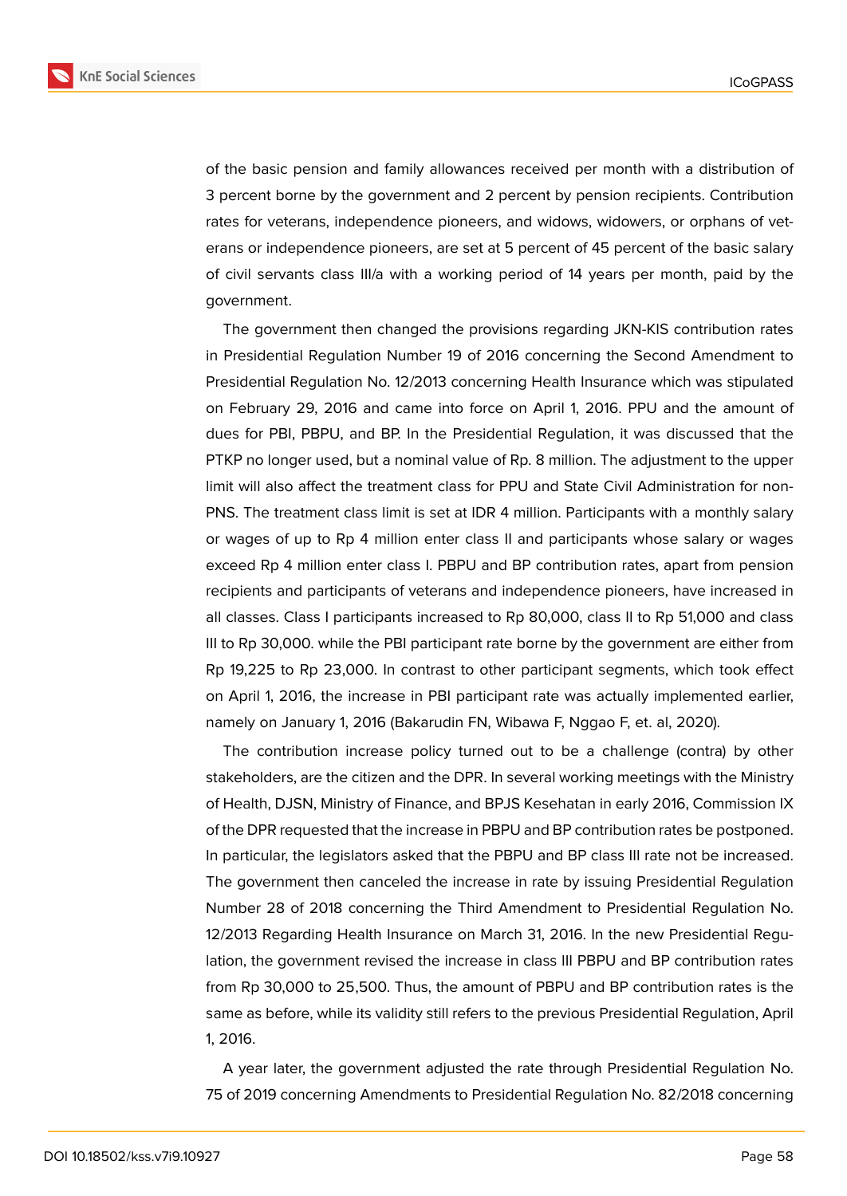of the basic pension and family allowances received per month with a distribution of 3 percent borne by the government and 2 percent by pension recipients. Contribution rates for veterans, independence pioneers, and widows, widowers, or orphans of veterans or independence pioneers, are set at 5 percent of 45 percent of the basic salary of civil servants class III/a with a working period of 14 years per month, paid by the government.

The government then changed the provisions regarding JKN-KIS contribution rates in Presidential Regulation Number 19 of 2016 concerning the Second Amendment to Presidential Regulation No. 12/2013 concerning Health Insurance which was stipulated on February 29, 2016 and came into force on April 1, 2016. PPU and the amount of dues for PBI, PBPU, and BP. In the Presidential Regulation, it was discussed that the PTKP no longer used, but a nominal value of Rp. 8 million. The adjustment to the upper limit will also affect the treatment class for PPU and State Civil Administration for non-PNS. The treatment class limit is set at IDR 4 million. Participants with a monthly salary or wages of up to Rp 4 million enter class II and participants whose salary or wages exceed Rp 4 million enter class I. PBPU and BP contribution rates, apart from pension recipients and participants of veterans and independence pioneers, have increased in all classes. Class I participants increased to Rp 80,000, class II to Rp 51,000 and class III to Rp 30,000. while the PBI participant rate borne by the government are either from Rp 19,225 to Rp 23,000. In contrast to other participant segments, which took effect on April 1, 2016, the increase in PBI participant rate was actually implemented earlier, namely on January 1, 2016 (Bakarudin FN, Wibawa F, Nggao F, et. al, 2020).

The contribution increase policy turned out to be a challenge (contra) by other stakeholders, are the citizen and the DPR. In several working meetings with the Ministry of Health, DJSN, Ministry of Finance, and BPJS Kesehatan in early 2016, Commission IX of the DPR requested that the increase in PBPU and BP contribution rates be postponed. In particular, the legislators asked that the PBPU and BP class III rate not be increased. The government then canceled the increase in rate by issuing Presidential Regulation Number 28 of 2018 concerning the Third Amendment to Presidential Regulation No. 12/2013 Regarding Health Insurance on March 31, 2016. In the new Presidential Regulation, the government revised the increase in class III PBPU and BP contribution rates from Rp 30,000 to 25,500. Thus, the amount of PBPU and BP contribution rates is the same as before, while its validity still refers to the previous Presidential Regulation, April 1, 2016.

A year later, the government adjusted the rate through Presidential Regulation No. 75 of 2019 concerning Amendments to Presidential Regulation No. 82/2018 concerning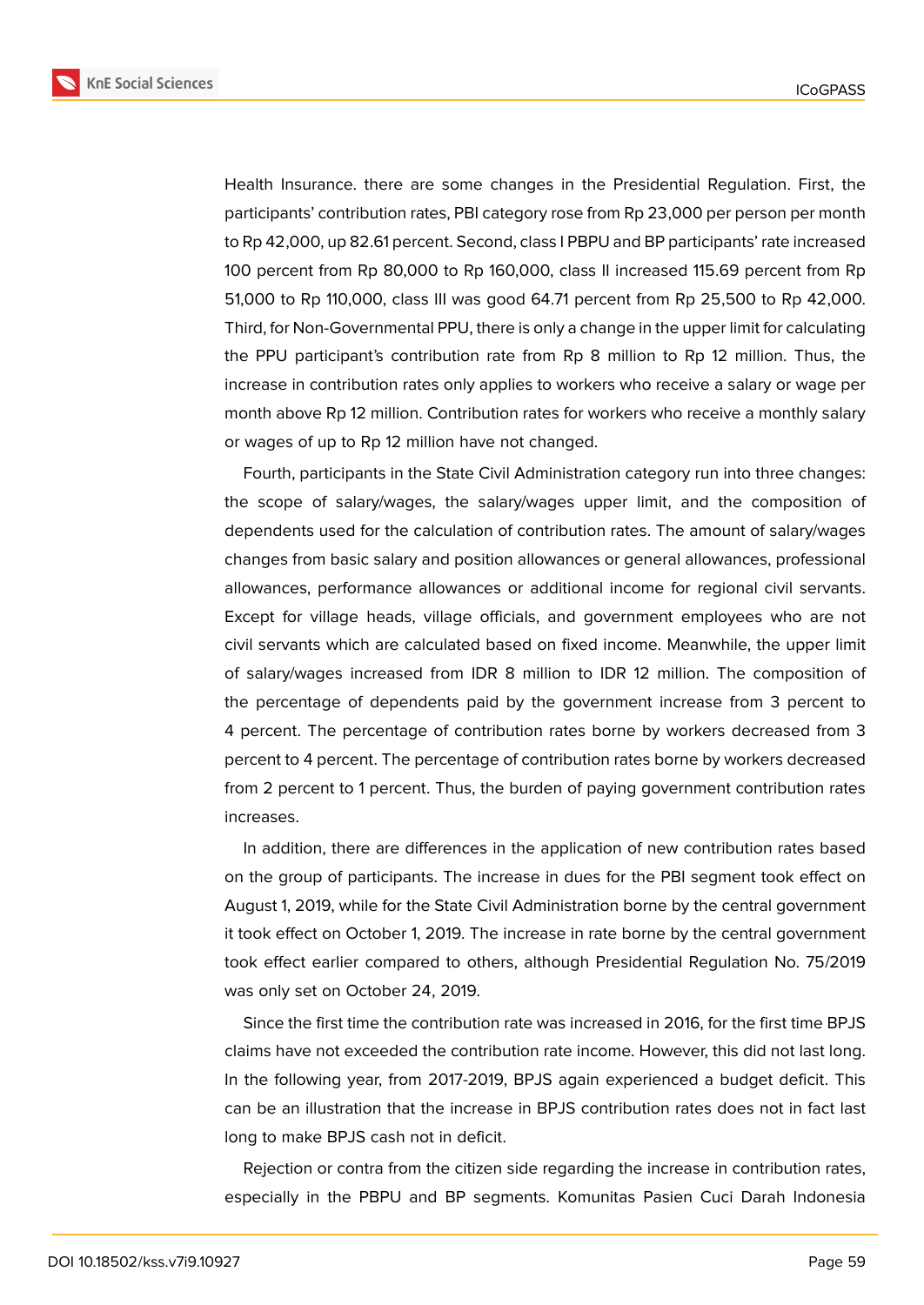Health Insurance. there are some changes in the Presidential Regulation. First, the participants' contribution rates, PBI category rose from Rp 23,000 per person per month to Rp 42,000, up 82.61 percent. Second, class I PBPU and BP participants' rate increased 100 percent from Rp 80,000 to Rp 160,000, class II increased 115.69 percent from Rp 51,000 to Rp 110,000, class III was good 64.71 percent from Rp 25,500 to Rp 42,000. Third, for Non-Governmental PPU, there is only a change in the upper limit for calculating the PPU participant's contribution rate from Rp 8 million to Rp 12 million. Thus, the increase in contribution rates only applies to workers who receive a salary or wage per month above Rp 12 million. Contribution rates for workers who receive a monthly salary or wages of up to Rp 12 million have not changed.

Fourth, participants in the State Civil Administration category run into three changes: the scope of salary/wages, the salary/wages upper limit, and the composition of dependents used for the calculation of contribution rates. The amount of salary/wages changes from basic salary and position allowances or general allowances, professional allowances, performance allowances or additional income for regional civil servants. Except for village heads, village officials, and government employees who are not civil servants which are calculated based on fixed income. Meanwhile, the upper limit of salary/wages increased from IDR 8 million to IDR 12 million. The composition of the percentage of dependents paid by the government increase from 3 percent to 4 percent. The percentage of contribution rates borne by workers decreased from 3 percent to 4 percent. The percentage of contribution rates borne by workers decreased from 2 percent to 1 percent. Thus, the burden of paying government contribution rates increases.

In addition, there are differences in the application of new contribution rates based on the group of participants. The increase in dues for the PBI segment took effect on August 1, 2019, while for the State Civil Administration borne by the central government it took effect on October 1, 2019. The increase in rate borne by the central government took effect earlier compared to others, although Presidential Regulation No. 75/2019 was only set on October 24, 2019.

Since the first time the contribution rate was increased in 2016, for the first time BPJS claims have not exceeded the contribution rate income. However, this did not last long. In the following year, from 2017-2019, BPJS again experienced a budget deficit. This can be an illustration that the increase in BPJS contribution rates does not in fact last long to make BPJS cash not in deficit.

Rejection or contra from the citizen side regarding the increase in contribution rates, especially in the PBPU and BP segments. Komunitas Pasien Cuci Darah Indonesia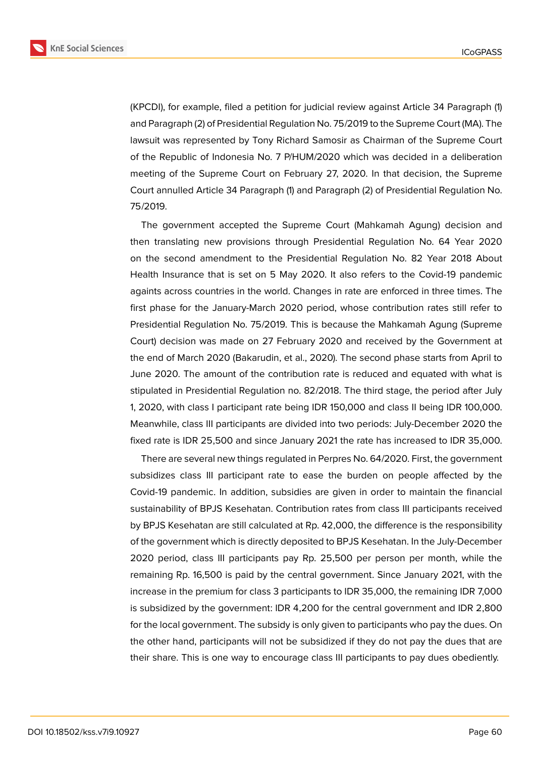(KPCDI), for example, filed a petition for judicial review against Article 34 Paragraph (1) and Paragraph (2) of Presidential Regulation No. 75/2019 to the Supreme Court (MA). The lawsuit was represented by Tony Richard Samosir as Chairman of the Supreme Court of the Republic of Indonesia No. 7 P/HUM/2020 which was decided in a deliberation meeting of the Supreme Court on February 27, 2020. In that decision, the Supreme Court annulled Article 34 Paragraph (1) and Paragraph (2) of Presidential Regulation No. 75/2019.

The government accepted the Supreme Court (Mahkamah Agung) decision and then translating new provisions through Presidential Regulation No. 64 Year 2020 on the second amendment to the Presidential Regulation No. 82 Year 2018 About Health Insurance that is set on 5 May 2020. It also refers to the Covid-19 pandemic againts across countries in the world. Changes in rate are enforced in three times. The first phase for the January-March 2020 period, whose contribution rates still refer to Presidential Regulation No. 75/2019. This is because the Mahkamah Agung (Supreme Court) decision was made on 27 February 2020 and received by the Government at the end of March 2020 (Bakarudin, et al., 2020). The second phase starts from April to June 2020. The amount of the contribution rate is reduced and equated with what is stipulated in Presidential Regulation no. 82/2018. The third stage, the period after July 1, 2020, with class I participant rate being IDR 150,000 and class II being IDR 100,000. Meanwhile, class III participants are divided into two periods: July-December 2020 the fixed rate is IDR 25,500 and since January 2021 the rate has increased to IDR 35,000.

There are several new things regulated in Perpres No. 64/2020. First, the government subsidizes class III participant rate to ease the burden on people affected by the Covid-19 pandemic. In addition, subsidies are given in order to maintain the financial sustainability of BPJS Kesehatan. Contribution rates from class III participants received by BPJS Kesehatan are still calculated at Rp. 42,000, the difference is the responsibility of the government which is directly deposited to BPJS Kesehatan. In the July-December 2020 period, class III participants pay Rp. 25,500 per person per month, while the remaining Rp. 16,500 is paid by the central government. Since January 2021, with the increase in the premium for class 3 participants to IDR 35,000, the remaining IDR 7,000 is subsidized by the government: IDR 4,200 for the central government and IDR 2,800 for the local government. The subsidy is only given to participants who pay the dues. On the other hand, participants will not be subsidized if they do not pay the dues that are their share. This is one way to encourage class III participants to pay dues obediently.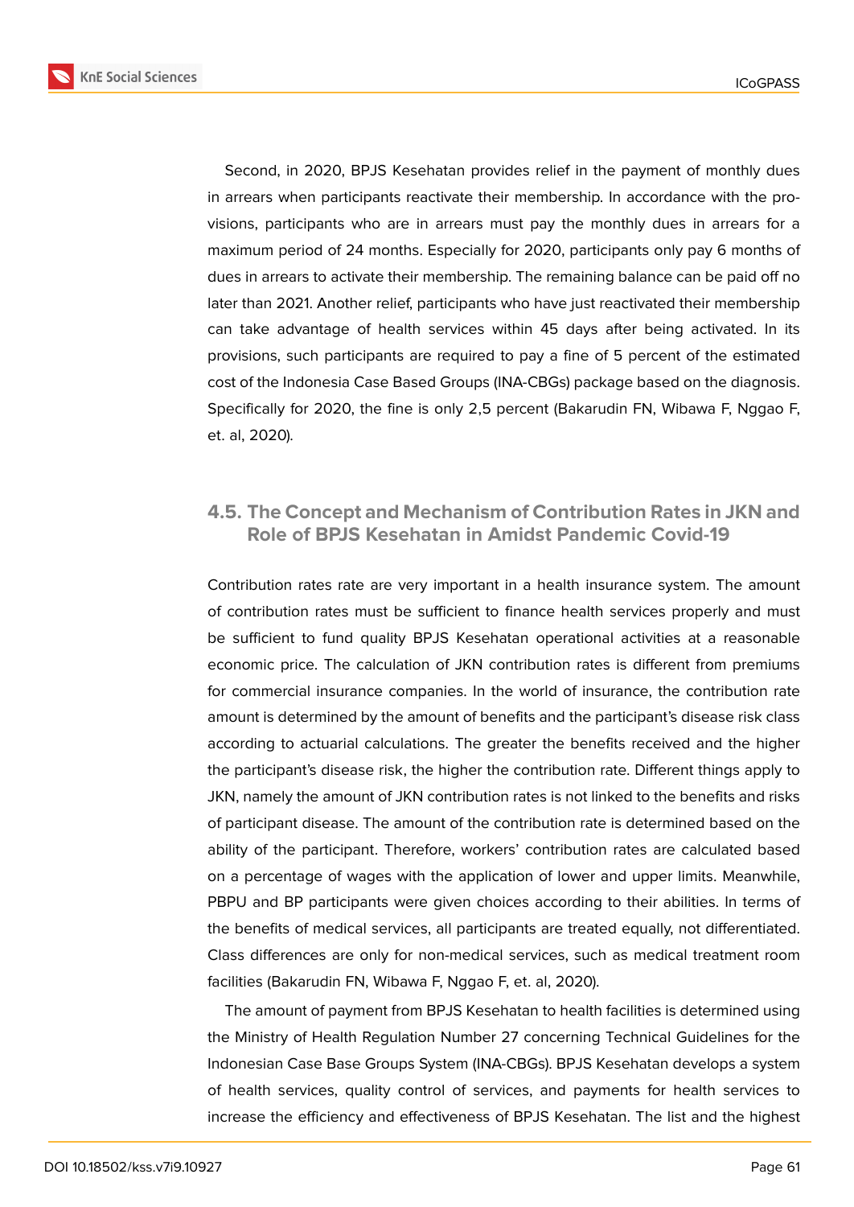Second, in 2020, BPJS Kesehatan provides relief in the payment of monthly dues in arrears when participants reactivate their membership. In accordance with the provisions, participants who are in arrears must pay the monthly dues in arrears for a maximum period of 24 months. Especially for 2020, participants only pay 6 months of dues in arrears to activate their membership. The remaining balance can be paid off no later than 2021. Another relief, participants who have just reactivated their membership can take advantage of health services within 45 days after being activated. In its provisions, such participants are required to pay a fine of 5 percent of the estimated cost of the Indonesia Case Based Groups (INA-CBGs) package based on the diagnosis. Specifically for 2020, the fine is only 2,5 percent (Bakarudin FN, Wibawa F, Nggao F, et. al, 2020).

### 4.5. The Concept and Mechanism of Contribution Rates in JKN and Role of BPJS Kesehatan in Amidst Pandemic Covid-19

Contribution rates rate are very important in a health insurance system. The amount of contribution rates must be sufficient to finance health services properly and must be sufficient to fund quality BPJS Kesehatan operational activities at a reasonable economic price. The calculation of JKN contribution rates is different from premiums for commercial insurance companies. In the world of insurance, the contribution rate amount is determined by the amount of benefits and the participant's disease risk class according to actuarial calculations. The greater the benefits received and the higher the participant's disease risk, the higher the contribution rate. Different things apply to JKN, namely the amount of JKN contribution rates is not linked to the benefits and risks of participant disease. The amount of the contribution rate is determined based on the ability of the participant. Therefore, workers' contribution rates are calculated based on a percentage of wages with the application of lower and upper limits. Meanwhile, PBPU and BP participants were given choices according to their abilities. In terms of the benefits of medical services, all participants are treated equally, not differentiated. Class differences are only for non-medical services, such as medical treatment room facilities (Bakarudin FN, Wibawa F, Nggao F, et. al, 2020).

The amount of payment from BPJS Kesehatan to health facilities is determined using the Ministry of Health Regulation Number 27 concerning Technical Guidelines for the Indonesian Case Base Groups System (INA-CBGs). BPJS Kesehatan develops a system of health services, quality control of services, and payments for health services to increase the efficiency and effectiveness of BPJS Kesehatan. The list and the highest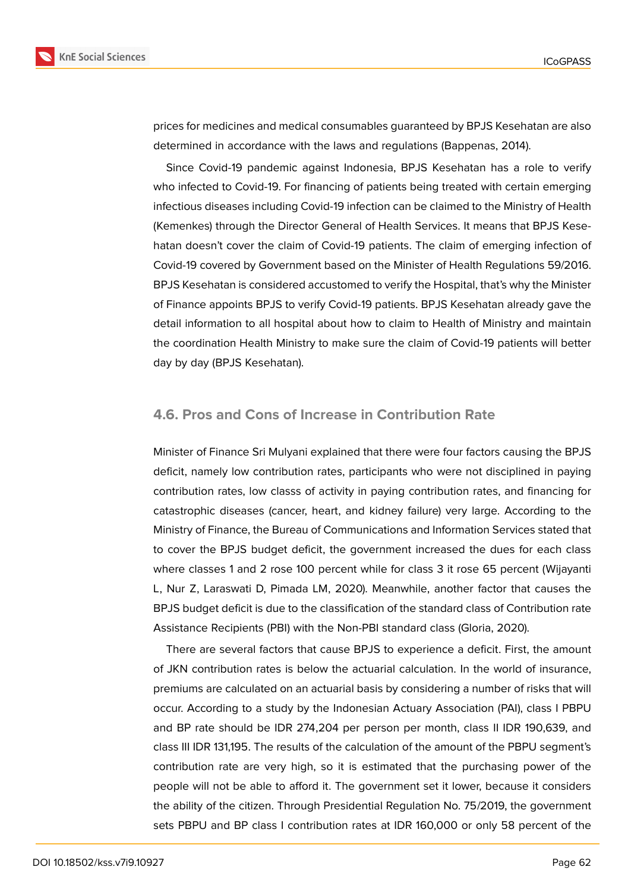prices for medicines and medical consumables guaranteed by BPJS Kesehatan are also determined in accordance with the laws and regulations (Bappenas, 2014).

Since Covid-19 pandemic against Indonesia, BPJS Kesehatan has a role to verify who infected to Covid-19. For financing of patients being treated with certain emerging infectious diseases including Covid-19 infection can be claimed to the Ministry of Health (Kemenkes) through the Director General of Health Services. It means that BPJS Kesehatan doesn't cover the claim of Covid-19 patients. The claim of emerging infection of Covid-19 covered by Government based on the Minister of Health Regulations 59/2016. BPJS Kesehatan is considered accustomed to verify the Hospital, that's why the Minister of Finance appoints BPJS to verify Covid-19 patients. BPJS Kesehatan already gave the detail information to all hospital about how to claim to Health of Ministry and maintain the coordination Health Ministry to make sure the claim of Covid-19 patients will better day by day (BPJS Kesehatan).

### 4.6. Pros and Cons of Increase in Contribution Rate

Minister of Finance Sri Mulyani explained that there were four factors causing the BPJS deficit, namely low contribution rates, participants who were not disciplined in paying contribution rates, low classs of activity in paying contribution rates, and financing for catastrophic diseases (cancer, heart, and kidney failure) very large. According to the Ministry of Finance, the Bureau of Communications and Information Services stated that to cover the BPJS budget deficit, the government increased the dues for each class where classes 1 and 2 rose 100 percent while for class 3 it rose 65 percent (Wijayanti L, Nur Z, Laraswati D, Pimada LM, 2020). Meanwhile, another factor that causes the BPJS budget deficit is due to the classification of the standard class of Contribution rate Assistance Recipients (PBI) with the Non-PBI standard class (Gloria, 2020).

There are several factors that cause BPJS to experience a deficit. First, the amount of JKN contribution rates is below the actuarial calculation. In the world of insurance, premiums are calculated on an actuarial basis by considering a number of risks that will occur. According to a study by the Indonesian Actuary Association (PAI), class I PBPU and BP rate should be IDR 274,204 per person per month, class II IDR 190,639, and class III IDR 131,195. The results of the calculation of the amount of the PBPU segment's contribution rate are very high, so it is estimated that the purchasing power of the people will not be able to afford it. The government set it lower, because it considers the ability of the citizen. Through Presidential Regulation No. 75/2019, the government sets PBPU and BP class I contribution rates at IDR 160,000 or only 58 percent of the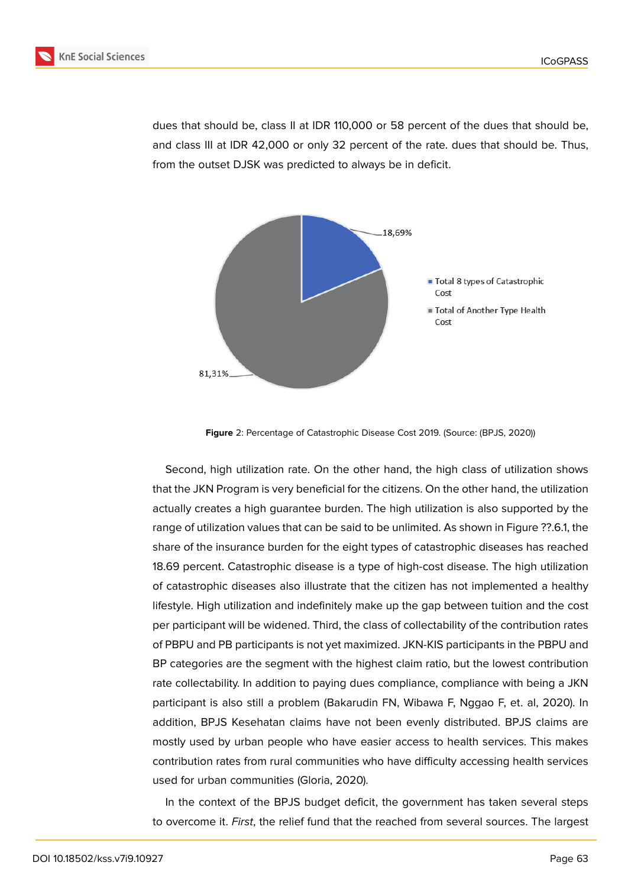dues that should be, class II at IDR 110,000 or 58 percent of the dues that should be, and class III at IDR 42,000 or only 32 percent of the rate. dues that should be. Thus, from the outset DJSK was predicted to always be in deficit.

**Figure** 2: Percentage of Catastrophic Disease Cost 2019. (Source: (BPJS, 2020))

Second, high utilization rate. On the other hand, the high class of utilization shows that the JKN Program is very beneficial for the citizens. On the other hand, the utilization actually creates a high guarantee burden. The high utilization is also supported by the range of utilization values that can be said to be unlimited. As shown in Figure ??.6.1, the share of the insurance burden for the eight types of catastrophic diseases has reached 18.69 percent. Catastrophic disease is a type of high-cost disease. The high utilization of catastrophic diseases also illustrate that the citizen has not implemented a healthy lifestyle. High utilization and indefinitely make up the gap between tuition and the cost per participant will be widened. Third, the class of collectability of the contribution rates of PBPU and PB participants is not yet maximized. JKN-KIS participants in the PBPU and BP categories are the segment with the highest claim ratio, but the lowest contribution rate collectability. In addition to paying dues compliance, compliance with being a JKN participant is also still a problem (Bakarudin FN, Wibawa F, Nggao F, et. al, 2020). In addition, BPJS Kesehatan claims have not been evenly distributed. BPJS claims are mostly used by urban people who have easier access to health services. This makes contribution rates from rural communities who have difficulty accessing health services used for urban communities (Gloria, 2020).

In the context of the BPJS budget deficit, the government has taken several steps to overcome it. *First*, the relief fund that the reached from several sources. The largest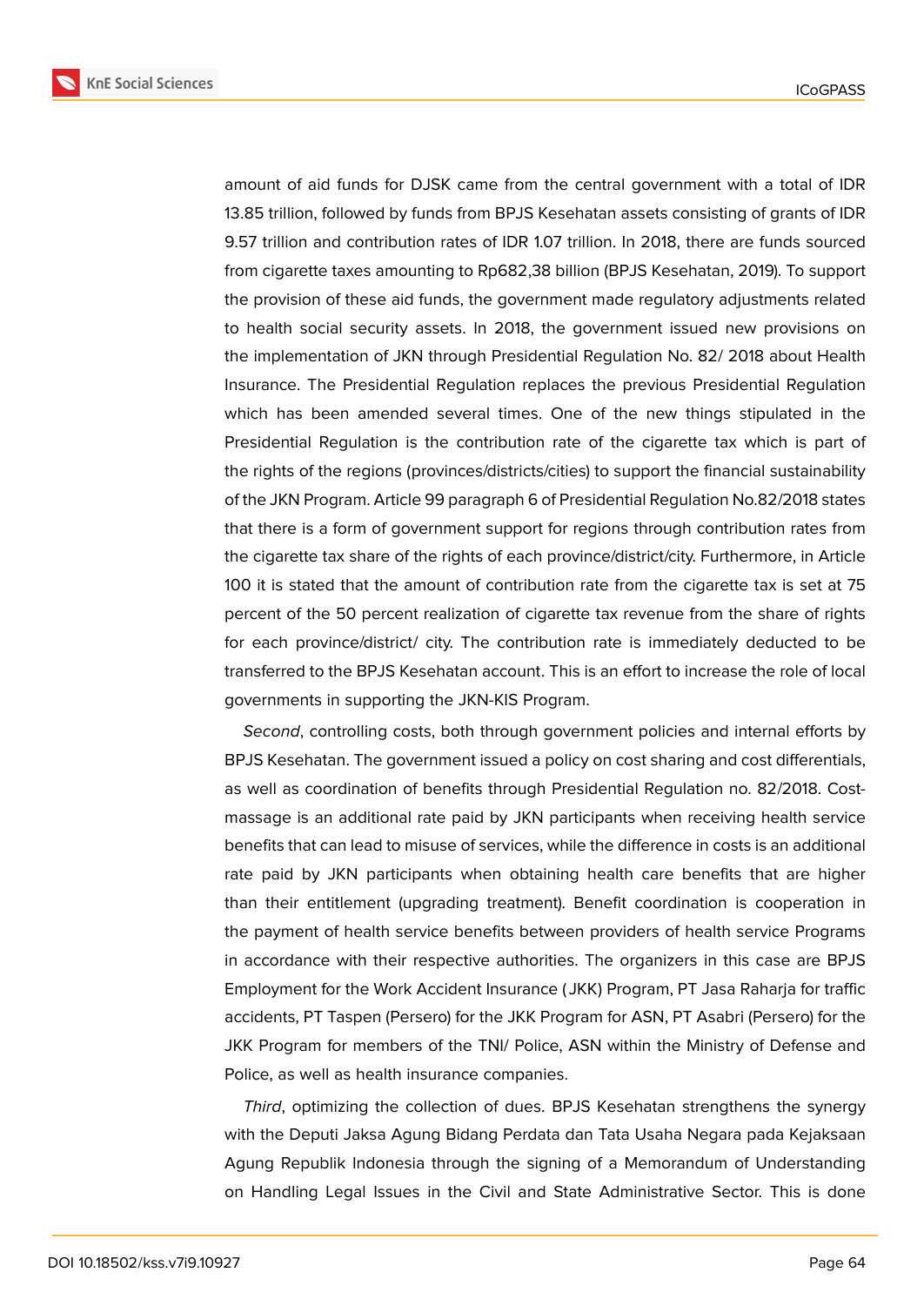amount of aid funds for DJSK came from the central government with a total of IDR 13.85 trillion, followed by funds from BPJS Kesehatan assets consisting of grants of IDR 9.57 trillion and contribution rates of IDR 1.07 trillion. In 2018, there are funds sourced from cigarette taxes amounting to Rp682,38 billion (BPJS Kesehatan, 2019). To support the provision of these aid funds, the government made regulatory adjustments related to health social security assets. In 2018, the government issued new provisions on the implementation of JKN through Presidential Regulation No. 82/ 2018 about Health Insurance. The Presidential Regulation replaces the previous Presidential Regulation which has been amended several times. One of the new things stipulated in the Presidential Regulation is the contribution rate of the cigarette tax which is part of the rights of the regions (provinces/districts/cities) to support the financial sustainability of the JKN Program. Article 99 paragraph 6 of Presidential Regulation No.82/2018 states that there is a form of government support for regions through contribution rates from the cigarette tax share of the rights of each province/district/city. Furthermore, in Article 100 it is stated that the amount of contribution rate from the cigarette tax is set at 75 percent of the 50 percent realization of cigarette tax revenue from the share of rights for each province/district/ city. The contribution rate is immediately deducted to be transferred to the BPJS Kesehatan account. This is an effort to increase the role of local governments in supporting the JKN-KIS Program.

*Second*, controlling costs, both through government policies and internal efforts by BPJS Kesehatan. The government issued a policy on cost sharing and cost differentials, as well as coordination of benefits through Presidential Regulation no. 82/2018. Cost-massage is an additional rate paid by JKN participants when receiving health service benefits that can lead to misuse of services, while the difference in costs is an additional rate paid by JKN participants when obtaining health care benefits that are higher than their entitlement (upgrading treatment). Benefit coordination is cooperation in the payment of health service benefits between providers of health service Programs in accordance with their respective authorities. The organizers in this case are BPJS Employment for the Work Accident Insurance (JKK) Program, PT Jasa Raharja for traffic accidents, PT Taspen (Persero) for the JKK Program for ASN, PT Asabri (Persero) for the JKK Program for members of the TNI/ Police, ASN within the Ministry of Defense and Police, as well as health insurance companies.

*Third*, optimizing the collection of dues. BPJS Kesehatan strengthens the synergy with the Deputi Jaksa Agung Bidang Perdata dan Tata Usaha Negara pada Kejaksaan Agung Republik Indonesia through the signing of a Memorandum of Understanding on Handling Legal Issues in the Civil and State Administrative Sector. This is done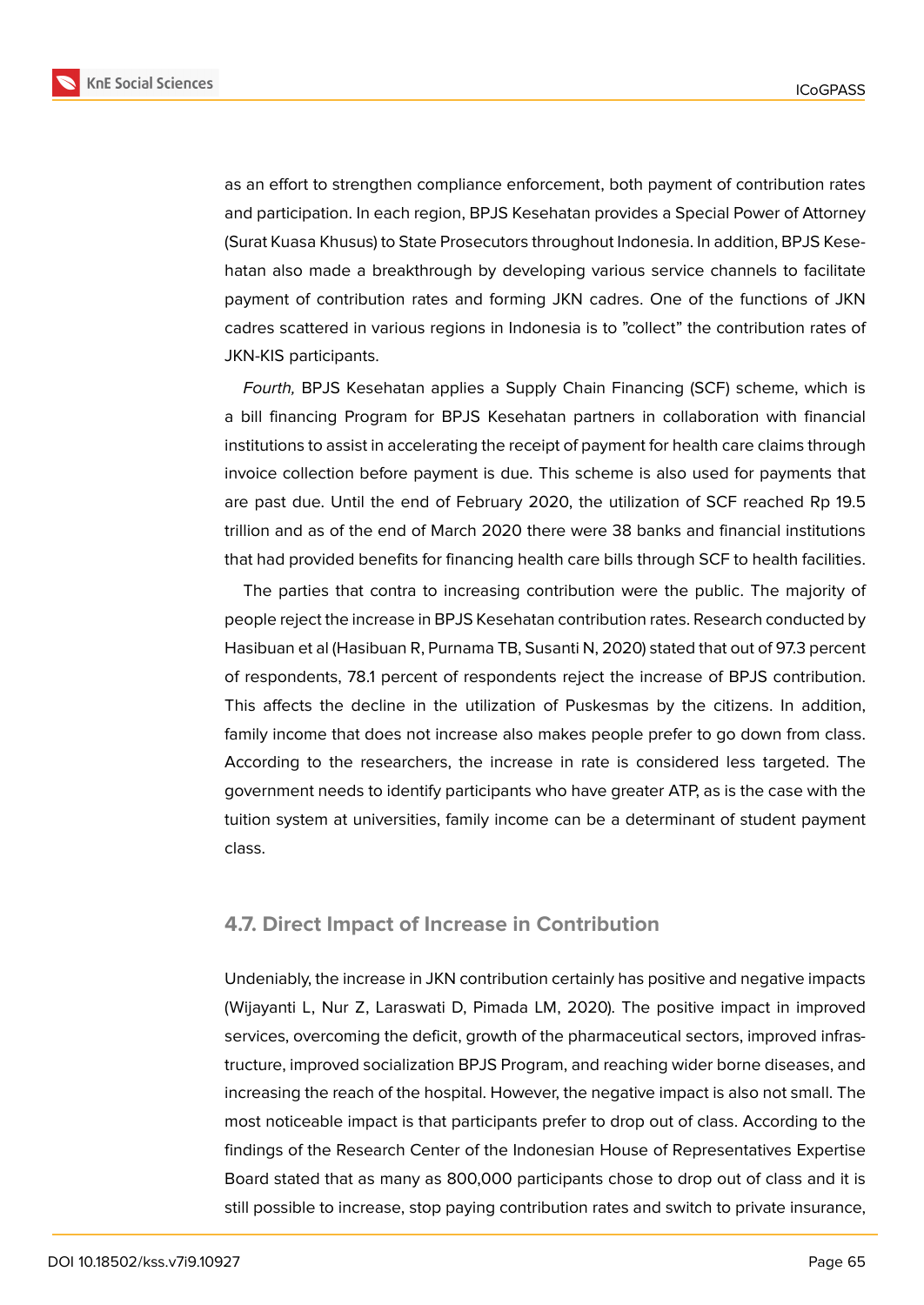as an effort to strengthen compliance enforcement, both payment of contribution rates and participation. In each region, BPJS Kesehatan provides a Special Power of Attorney (Surat Kuasa Khusus) to State Prosecutors throughout Indonesia. In addition, BPJS Kesehatan also made a breakthrough by developing various service channels to facilitate payment of contribution rates and forming JKN cadres. One of the functions of JKN cadres scattered in various regions in Indonesia is to "collect" the contribution rates of JKN-KIS participants.

*Fourth,* BPJS Kesehatan applies a Supply Chain Financing (SCF) scheme, which is a bill financing Program for BPJS Kesehatan partners in collaboration with financial institutions to assist in accelerating the receipt of payment for health care claims through invoice collection before payment is due. This scheme is also used for payments that are past due. Until the end of February 2020, the utilization of SCF reached Rp 19.5 trillion and as of the end of March 2020 there were 38 banks and financial institutions that had provided benefits for financing health care bills through SCF to health facilities.

The parties that contra to increasing contribution were the public. The majority of people reject the increase in BPJS Kesehatan contribution rates. Research conducted by Hasibuan et al (Hasibuan R, Purnama TB, Susanti N, 2020) stated that out of 97.3 percent of respondents, 78.1 percent of respondents reject the increase of BPJS contribution. This affects the decline in the utilization of Puskesmas by the citizens. In addition, family income that does not increase also makes people prefer to go down from class. According to the researchers, the increase in rate is considered less targeted. The government needs to identify participants who have greater ATP, as is the case with the tuition system at universities, family income can be a determinant of student payment class.

### 4.7. Direct Impact of Increase in Contribution

Undeniably, the increase in JKN contribution certainly has positive and negative impacts (Wijayanti L, Nur Z, Laraswati D, Pimada LM, 2020). The positive impact in improved services, overcoming the deficit, growth of the pharmaceutical sectors, improved infrastructure, improved socialization BPJS Program, and reaching wider borne diseases, and increasing the reach of the hospital. However, the negative impact is also not small. The most noticeable impact is that participants prefer to drop out of class. According to the findings of the Research Center of the Indonesian House of Representatives Expertise Board stated that as many as 800,000 participants chose to drop out of class and it is still possible to increase, stop paying contribution rates and switch to private insurance,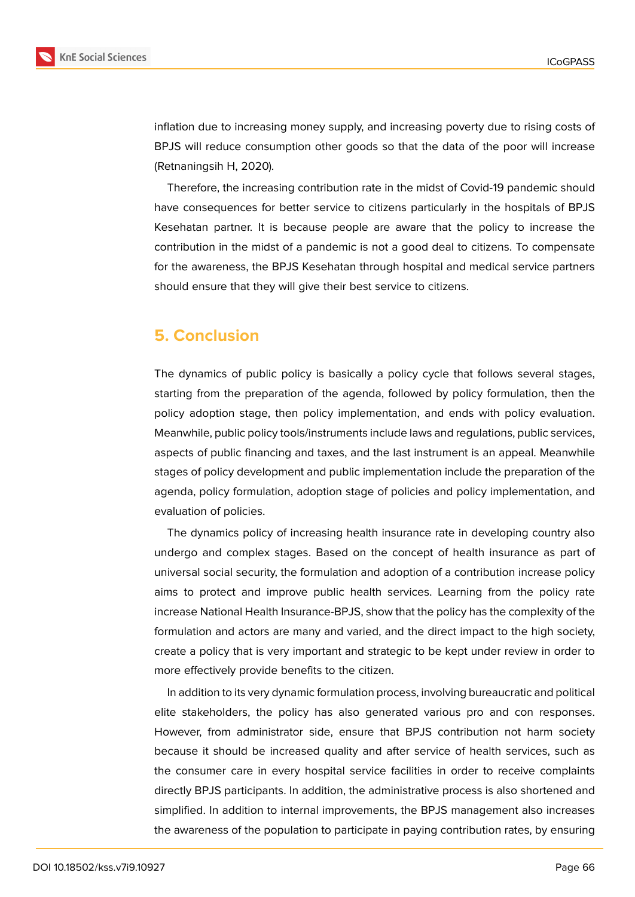inflation due to increasing money supply, and increasing poverty due to rising costs of BPJS will reduce consumption other goods so that the data of the poor will increase (Retnaningsih H, 2020).

Therefore, the increasing contribution rate in the midst of Covid-19 pandemic should have consequences for better service to citizens particularly in the hospitals of BPJS Kesehatan partner. It is because people are aware that the policy to increase the contribution in the midst of a pandemic is not a good deal to citizens. To compensate for the awareness, the BPJS Kesehatan through hospital and medical service partners should ensure that they will give their best service to citizens.

## 5. Conclusion

The dynamics of public policy is basically a policy cycle that follows several stages, starting from the preparation of the agenda, followed by policy formulation, then the policy adoption stage, then policy implementation, and ends with policy evaluation. Meanwhile, public policy tools/instruments include laws and regulations, public services, aspects of public financing and taxes, and the last instrument is an appeal. Meanwhile stages of policy development and public implementation include the preparation of the agenda, policy formulation, adoption stage of policies and policy implementation, and evaluation of policies.

The dynamics policy of increasing health insurance rate in developing country also undergo and complex stages. Based on the concept of health insurance as part of universal social security, the formulation and adoption of a contribution increase policy aims to protect and improve public health services. Learning from the policy rate increase National Health Insurance-BPJS, show that the policy has the complexity of the formulation and actors are many and varied, and the direct impact to the high society, create a policy that is very important and strategic to be kept under review in order to more effectively provide benefits to the citizen.

In addition to its very dynamic formulation process, involving bureaucratic and political elite stakeholders, the policy has also generated various pro and con responses. However, from administrator side, ensure that BPJS contribution not harm society because it should be increased quality and after service of health services, such as the consumer care in every hospital service facilities in order to receive complaints directly BPJS participants. In addition, the administrative process is also shortened and simplified. In addition to internal improvements, the BPJS management also increases the awareness of the population to participate in paying contribution rates, by ensuring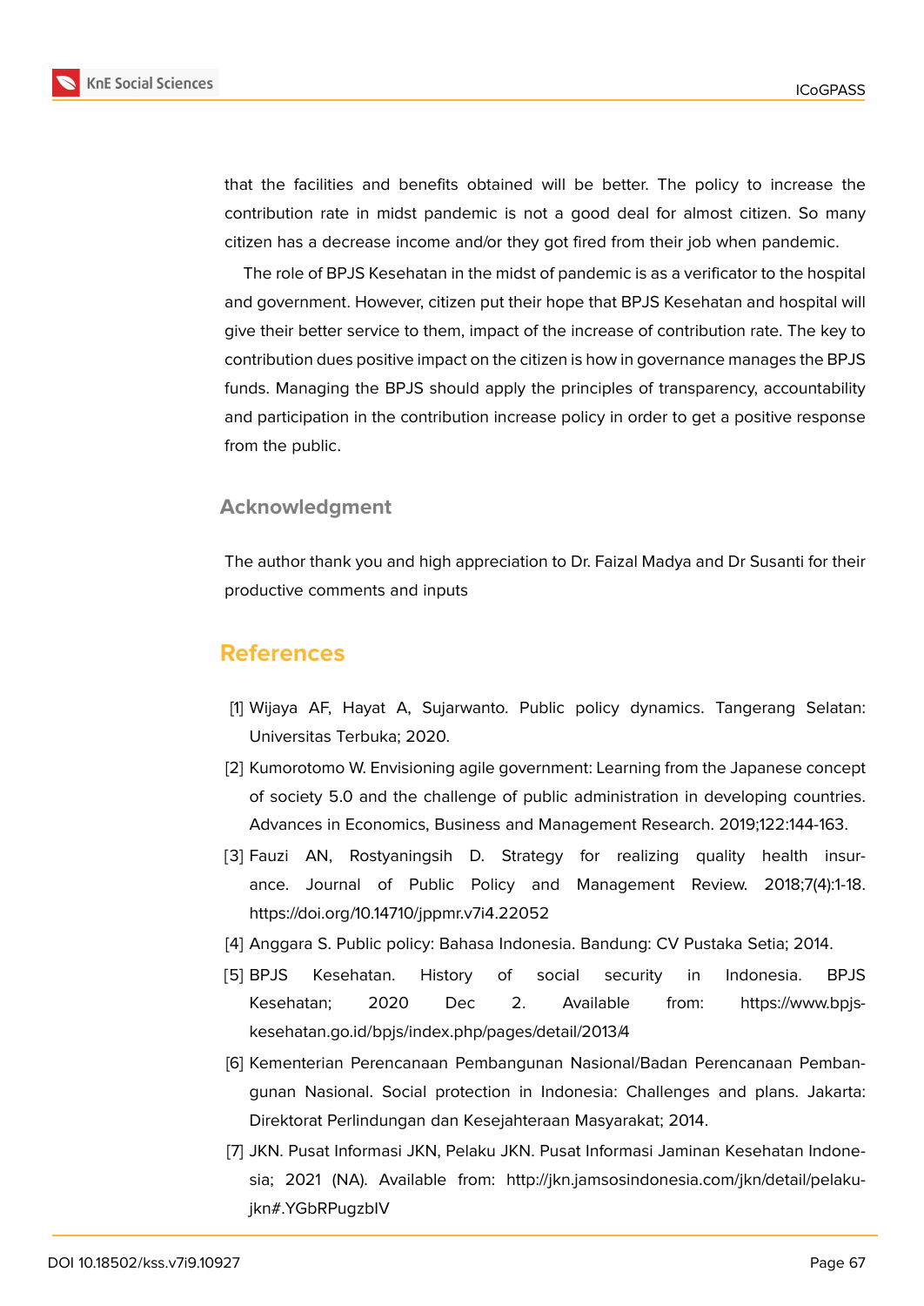that the facilities and benefits obtained will be better. The policy to increase the contribution rate in midst pandemic is not a good deal for almost citizen. So many citizen has a decrease income and/or they got fired from their job when pandemic.

The role of BPJS Kesehatan in the midst of pandemic is as a verificator to the hospital and government. However, citizen put their hope that BPJS Kesehatan and hospital will give their better service to them, impact of the increase of contribution rate. The key to contribution dues positive impact on the citizen is how in governance manages the BPJS funds. Managing the BPJS should apply the principles of transparency, accountability and participation in the contribution increase policy in order to get a positive response from the public.

## Acknowledgment

The author thank you and high appreciation to Dr. Faizal Madya and Dr Susanti for their productive comments and inputs

# References

[1] Wijaya AF, Hayat A, Sujarwanto. Public policy dynamics. Tangerang Selatan: Universitas Terbuka; 2020.

[2] Kumorotomo W. Envisioning agile government: Learning from the Japanese concept of society 5.0 and the challenge of public administration in developing countries. Advances in Economics, Business and Management Research. 2019;122:144-163.

[3] Fauzi AN, Rostyaningsih D. Strategy for realizing quality health insurance. Journal of Public Policy and Management Review. 2018;7(4):1-18. https://doi.org/10.14710/jppmr.v7i4.22052

[4] Anggara S. Public policy: Bahasa Indonesia. Bandung: CV Pustaka Setia; 2014.

[5] BPJS Kesehatan. History of social security in Indonesia. BPJS Kesehatan; 2020 Dec 2. Available from: https://www.bpjs-kesehatan.go.id/bpjs/index.php/pages/detail/2013/4

[6] Kementerian Perencanaan Pembangunan Nasional/Badan Perencanaan Pembangunan Nasional. Social protection in Indonesia: Challenges and plans. Jakarta: Direktorat Perlindungan dan Kesejahteraan Masyarakat; 2014.

[7] JKN. Pusat Informasi JKN, Pelaku JKN. Pusat Informasi Jaminan Kesehatan Indonesia; 2021 (NA). Available from: http://jkn.jamsosindonesia.com/jkn/detail/pelaku-jkn#.YGbRPugzbIV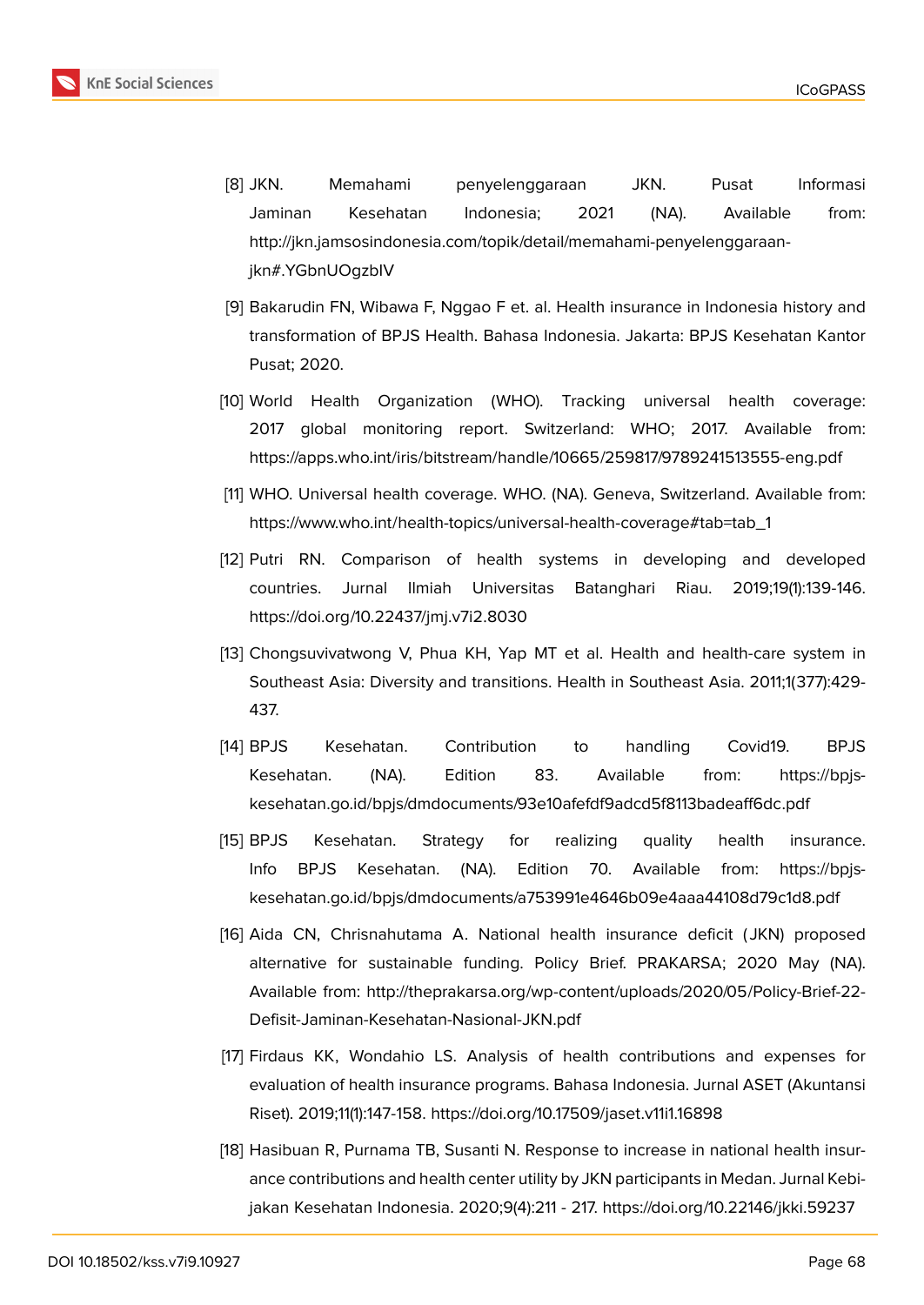[8] JKN. Memahami penyelenggaraan JKN. Pusat Informasi Jaminan Kesehatan Indonesia; 2021 (NA). Available from: http://jkn.jamsosindonesia.com/topik/detail/memahami-penyelenggaraan-jkn#.YGbnUOgzblV

[9] Bakarudin FN, Wibawa F, Nggao F et. al. Health insurance in Indonesia history and transformation of BPJS Health. Bahasa Indonesia. Jakarta: BPJS Kesehatan Kantor Pusat; 2020.

[10] World Health Organization (WHO). Tracking universal health coverage: 2017 global monitoring report. Switzerland: WHO; 2017. Available from: https://apps.who.int/iris/bitstream/handle/10665/259817/9789241513555-eng.pdf

[11] WHO. Universal health coverage. WHO. (NA). Geneva, Switzerland. Available from: https://www.who.int/health-topics/universal-health-coverage#tab=tab_1

[12] Putri RN. Comparison of health systems in developing and developed countries. Jurnal Ilmiah Universitas Batanghari Riau. 2019;19(1):139-146. https://doi.org/10.22437/jmj.v7i2.8030

[13] Chongsuvivatwong V, Phua KH, Yap MT et al. Health and health-care system in Southeast Asia: Diversity and transitions. Health in Southeast Asia. 2011;1(377):429-437.

[14] BPJS Kesehatan. Contribution to handling Covid19. BPJS Kesehatan. (NA). Edition 83. Available from: https://bpjs-kesehatan.go.id/bpjs/dmdocuments/93e10afefdf9adcd5f8113badeaff6dc.pdf

[15] BPJS Kesehatan. Strategy for realizing quality health insurance. Info BPJS Kesehatan. (NA). Edition 70. Available from: https://bpjs-kesehatan.go.id/bpjs/dmdocuments/a753991e4646b09e4aaa44108d79c1d8.pdf

[16] Aida CN, Chrisnahutama A. National health insurance deficit (JKN) proposed alternative for sustainable funding. Policy Brief. PRAKARSA; 2020 May (NA). Available from: http://theprakarsa.org/wp-content/uploads/2020/05/Policy-Brief-22-Defisit-Jaminan-Kesehatan-Nasional-JKN.pdf

[17] Firdaus KK, Wondahio LS. Analysis of health contributions and expenses for evaluation of health insurance programs. Bahasa Indonesia. Jurnal ASET (Akuntansi Riset). 2019;11(1):147-158. https://doi.org/10.17509/jaset.v11i1.16898

[18] Hasibuan R, Purnama TB, Susanti N. Response to increase in national health insurance contributions and health center utility by JKN participants in Medan. Jurnal Kebijakan Kesehatan Indonesia. 2020;9(4):211 - 217. https://doi.org/10.22146/jkki.59237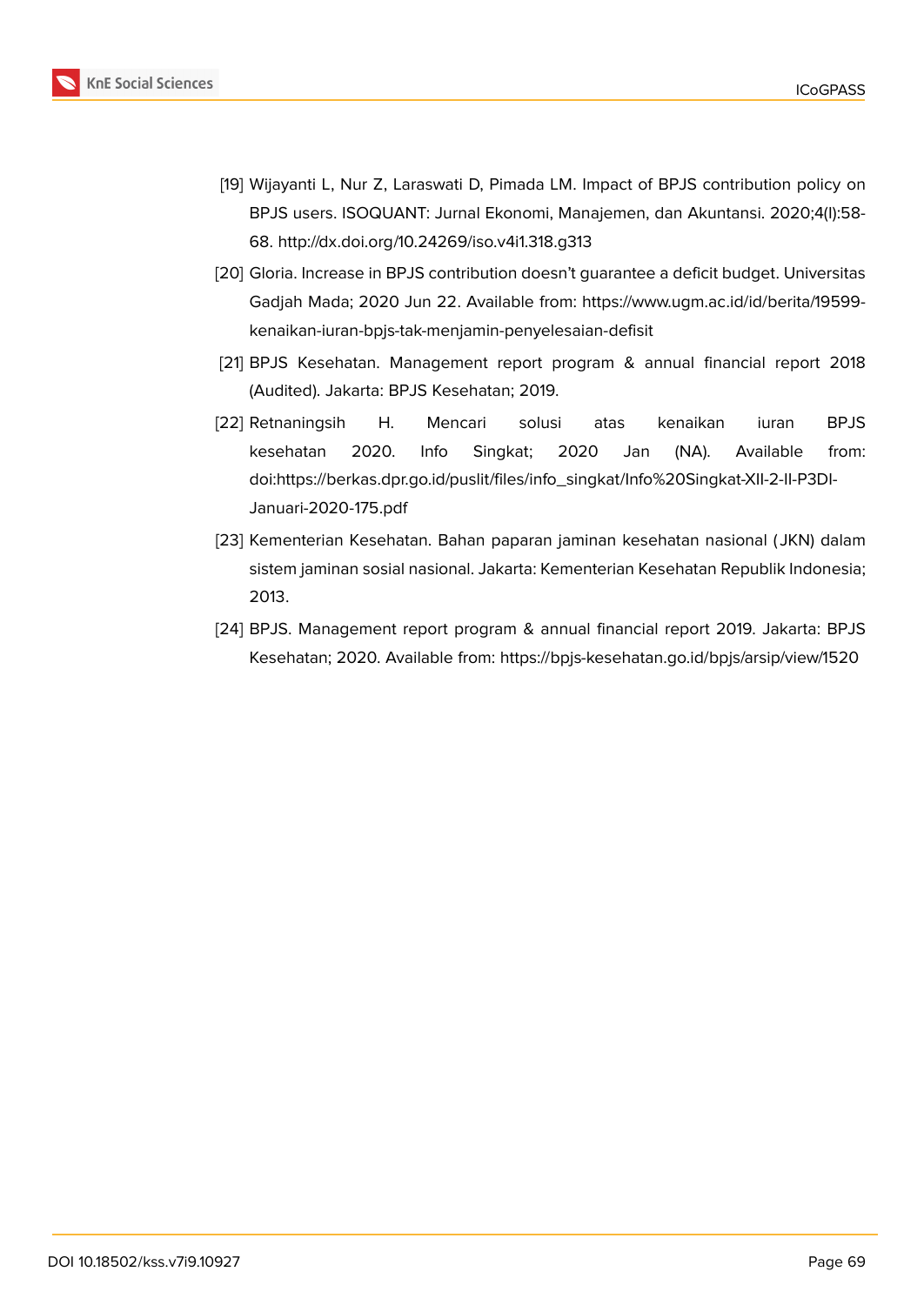[19] Wijayanti L, Nur Z, Laraswati D, Pimada LM. Impact of BPJS contribution policy on BPJS users. ISOQUANT: Jurnal Ekonomi, Manajemen, dan Akuntansi. 2020;4(I):58-68. http://dx.doi.org/10.24269/iso.v4i1.318.g313

[20] Gloria. Increase in BPJS contribution doesn't guarantee a deficit budget. Universitas Gadjah Mada; 2020 Jun 22. Available from: https://www.ugm.ac.id/id/berita/19599-kenaikan-iuran-bpjs-tak-menjamin-penyelesaian-defisit

[21] BPJS Kesehatan. Management report program & annual financial report 2018 (Audited). Jakarta: BPJS Kesehatan; 2019.

[22] Retnaningsih H. Mencari solusi atas kenaikan iuran BPJS kesehatan 2020. Info Singkat; 2020 Jan (NA). Available from: doi:https://berkas.dpr.go.id/puslit/files/info_singkat/Info%20Singkat-XII-2-II-P3DI-Januari-2020-175.pdf

[23] Kementerian Kesehatan. Bahan paparan jaminan kesehatan nasional (JKN) dalam sistem jaminan sosial nasional. Jakarta: Kementerian Kesehatan Republik Indonesia; 2013.

[24] BPJS. Management report program & annual financial report 2019. Jakarta: BPJS Kesehatan; 2020. Available from: https://bpjs-kesehatan.go.id/bpjs/arsip/view/1520